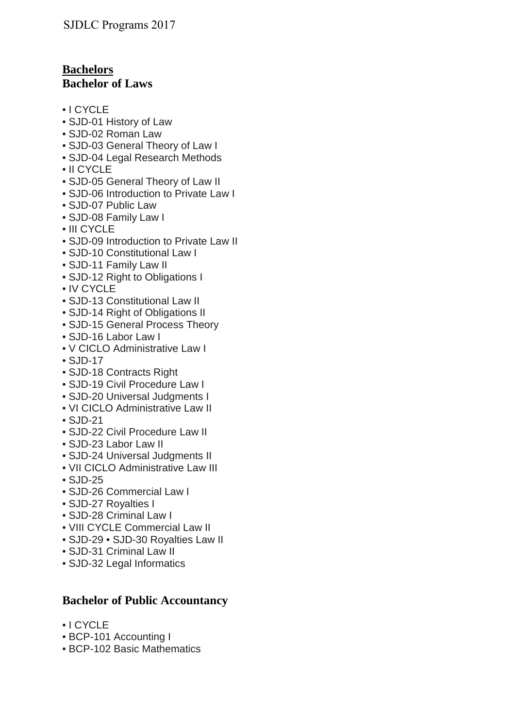SJDLC Programs 2017

## Bachelors

## Bachelor of Laws

- I CYCLE
- SJD-01 History of Law
- SJD-02 Roman Law
- SJD-03 General Theory of Law I
- SJD-04 Legal Research Methods
- II CYCLE
- SJD-05 General Theory of Law II
- SJD-06 Introduction to Private Law I
- SJD-07 Public Law
- SJD-08 Family Law I
- III CYCLE
- SJD-09 Introduction to Private Law II
- SJD-10 Constitutional Law I
- SJD-11 Family Law II
- SJD-12 Right to Obligations I
- IV CYCLE
- SJD-13 Constitutional Law II
- SJD-14 Right of Obligations II
- SJD-15 General Process Theory
- SJD-16 Labor Law I
- V CICLO Administrative Law I
- SJD-17
- SJD-18 Contracts Right
- SJD-19 Civil Procedure Law I
- SJD-20 Universal Judgments I
- VI CICLO Administrative Law II
- SJD-21
- SJD-22 Civil Procedure Law II
- SJD-23 Labor Law II
- SJD-24 Universal Judgments II
- VII CICLO Administrative Law III
- SJD-25
- SJD-26 Commercial Law I
- SJD-27 Royalties I
- SJD-28 Criminal Law I
- VIII CYCLE Commercial Law II
- SJD-29 • SJD-30 Royalties Law II
- SJD-31 Criminal Law II
- SJD-32 Legal Informatics

## Bachelor of Public Accountancy

- I CYCLE
- BCP-101 Accounting I
- BCP-102 Basic Mathematics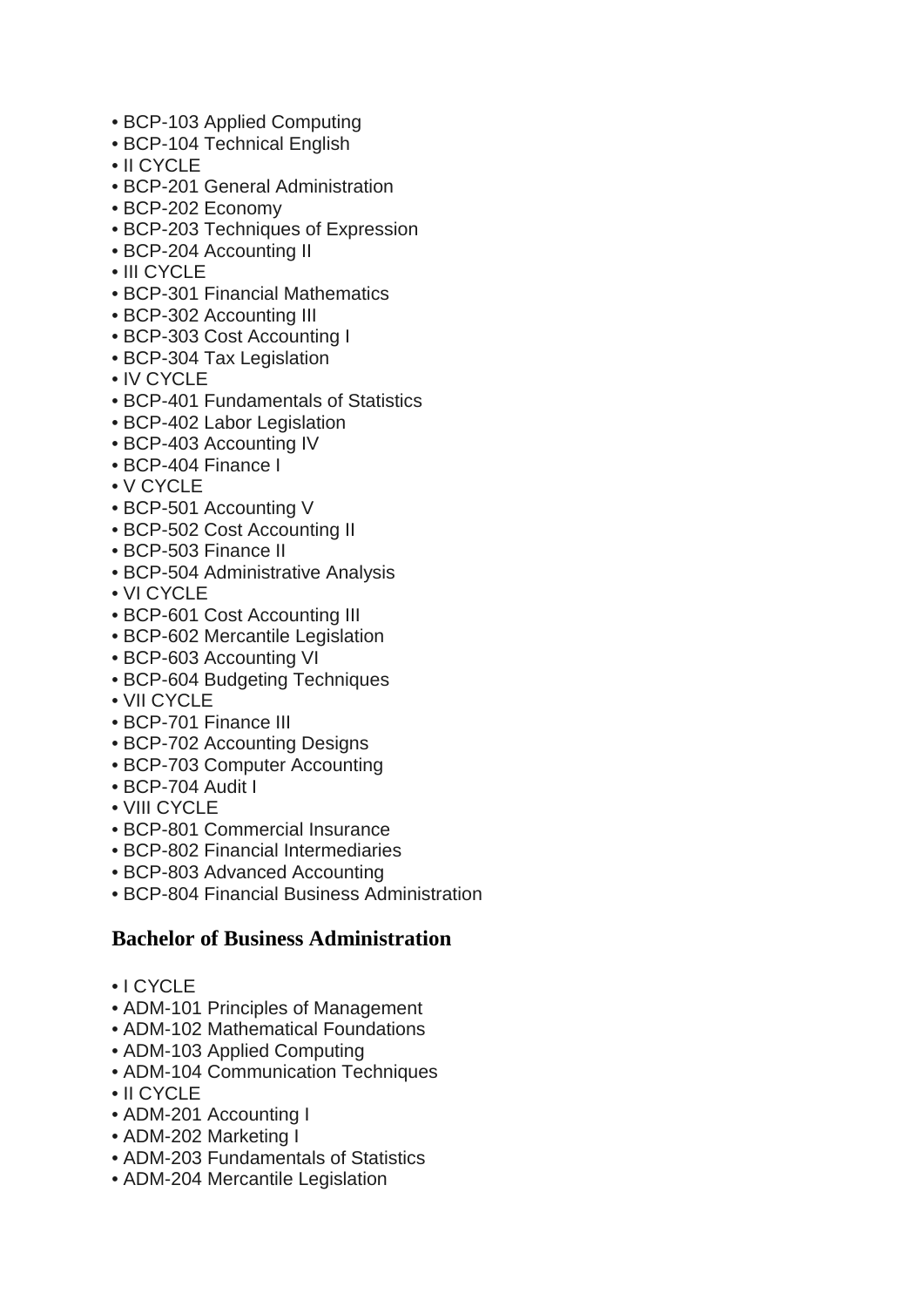- BCP-103 Applied Computing
- BCP-104 Technical English
- II CYCLE
- BCP-201 General Administration
- BCP-202 Economy
- BCP-203 Techniques of Expression
- BCP-204 Accounting II
- III CYCLE
- BCP-301 Financial Mathematics
- BCP-302 Accounting III
- BCP-303 Cost Accounting I
- BCP-304 Tax Legislation
- IV CYCLE
- BCP-401 Fundamentals of Statistics
- BCP-402 Labor Legislation
- BCP-403 Accounting IV
- BCP-404 Finance I
- V CYCLE
- BCP-501 Accounting V
- BCP-502 Cost Accounting II
- BCP-503 Finance II
- BCP-504 Administrative Analysis
- VI CYCLE
- BCP-601 Cost Accounting III
- BCP-602 Mercantile Legislation
- BCP-603 Accounting VI
- BCP-604 Budgeting Techniques
- VII CYCLE
- BCP-701 Finance III
- BCP-702 Accounting Designs
- BCP-703 Computer Accounting
- BCP-704 Audit I
- VIII CYCLE
- BCP-801 Commercial Insurance
- BCP-802 Financial Intermediaries
- BCP-803 Advanced Accounting
- BCP-804 Financial Business Administration

### Bachelor of Business Administration

- I CYCLE
- ADM-101 Principles of Management
- ADM-102 Mathematical Foundations
- ADM-103 Applied Computing
- ADM-104 Communication Techniques
- II CYCLE
- ADM-201 Accounting I
- ADM-202 Marketing I
- ADM-203 Fundamentals of Statistics
- ADM-204 Mercantile Legislation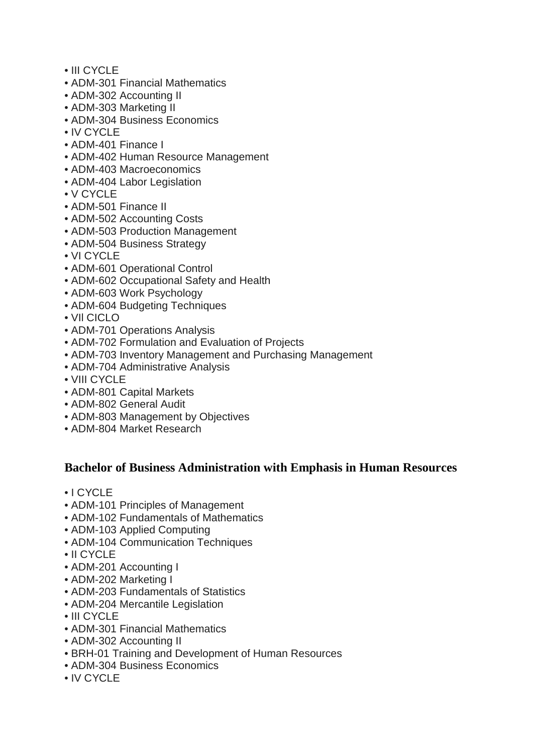- III CYCLE
- ADM-301 Financial Mathematics
- ADM-302 Accounting II
- ADM-303 Marketing II
- ADM-304 Business Economics
- IV CYCLE
- ADM-401 Finance I
- ADM-402 Human Resource Management
- ADM-403 Macroeconomics
- ADM-404 Labor Legislation
- V CYCLE
- ADM-501 Finance II
- ADM-502 Accounting Costs
- ADM-503 Production Management
- ADM-504 Business Strategy
- VI CYCLE
- ADM-601 Operational Control
- ADM-602 Occupational Safety and Health
- ADM-603 Work Psychology
- ADM-604 Budgeting Techniques
- VIl CICLO
- ADM-701 Operations Analysis
- ADM-702 Formulation and Evaluation of Projects
- ADM-703 Inventory Management and Purchasing Management
- ADM-704 Administrative Analysis
- VIII CYCLE
- ADM-801 Capital Markets
- ADM-802 General Audit
- ADM-803 Management by Objectives
- ADM-804 Market Research

## Bachelor of Business Administration with Emphasis in Human Resources

- I CYCLE
- ADM-101 Principles of Management
- ADM-102 Fundamentals of Mathematics
- ADM-103 Applied Computing
- ADM-104 Communication Techniques
- II CYCLE
- ADM-201 Accounting I
- ADM-202 Marketing I
- ADM-203 Fundamentals of Statistics
- ADM-204 Mercantile Legislation
- III CYCLE
- ADM-301 Financial Mathematics
- ADM-302 Accounting II
- BRH-01 Training and Development of Human Resources
- ADM-304 Business Economics
- IV CYCLE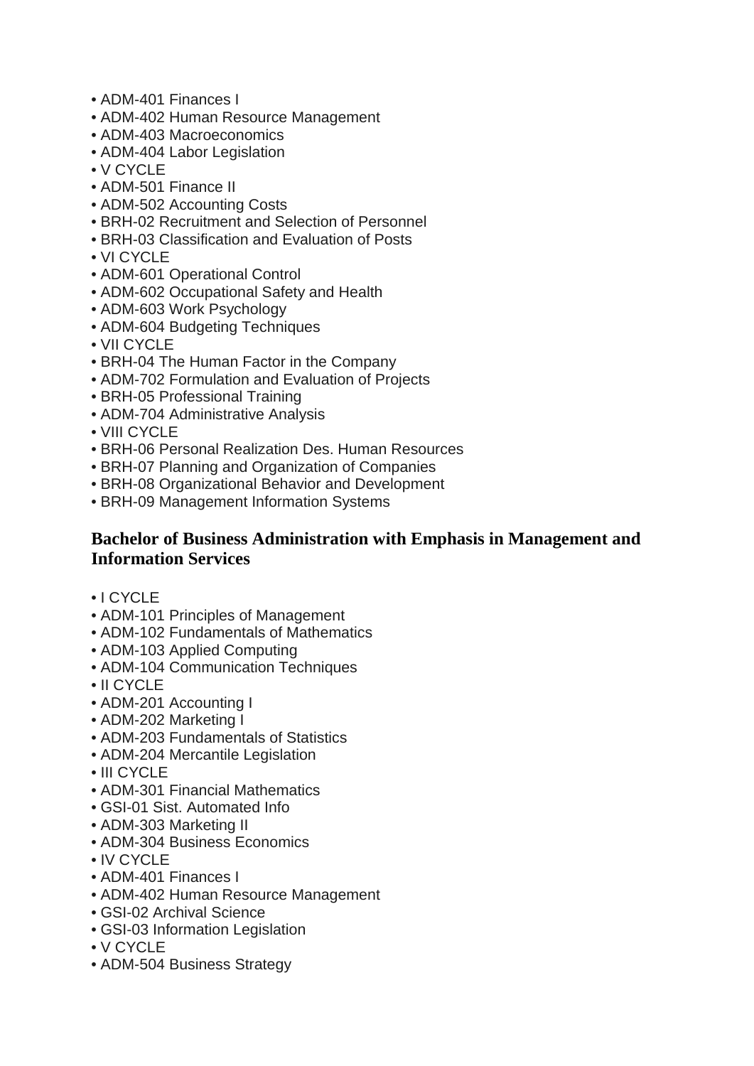- ADM-401 Finances I
- ADM-402 Human Resource Management
- ADM-403 Macroeconomics
- ADM-404 Labor Legislation
- V CYCLE
- ADM-501 Finance II
- ADM-502 Accounting Costs
- BRH-02 Recruitment and Selection of Personnel
- BRH-03 Classification and Evaluation of Posts
- VI CYCLE
- ADM-601 Operational Control
- ADM-602 Occupational Safety and Health
- ADM-603 Work Psychology
- ADM-604 Budgeting Techniques
- VII CYCLE
- BRH-04 The Human Factor in the Company
- ADM-702 Formulation and Evaluation of Projects
- BRH-05 Professional Training
- ADM-704 Administrative Analysis
- VIII CYCLE
- BRH-06 Personal Realization Des. Human Resources
- BRH-07 Planning and Organization of Companies
- BRH-08 Organizational Behavior and Development
- BRH-09 Management Information Systems

### Bachelor of Business Administration with Emphasis in Management and Information Services

- I CYCLE
- ADM-101 Principles of Management
- ADM-102 Fundamentals of Mathematics
- ADM-103 Applied Computing
- ADM-104 Communication Techniques
- II CYCLE
- ADM-201 Accounting I
- ADM-202 Marketing I
- ADM-203 Fundamentals of Statistics
- ADM-204 Mercantile Legislation
- III CYCLE
- ADM-301 Financial Mathematics
- GSI-01 Sist. Automated Info
- ADM-303 Marketing II
- ADM-304 Business Economics
- IV CYCLE
- ADM-401 Finances I
- ADM-402 Human Resource Management
- GSI-02 Archival Science
- GSI-03 Information Legislation
- V CYCLE
- ADM-504 Business Strategy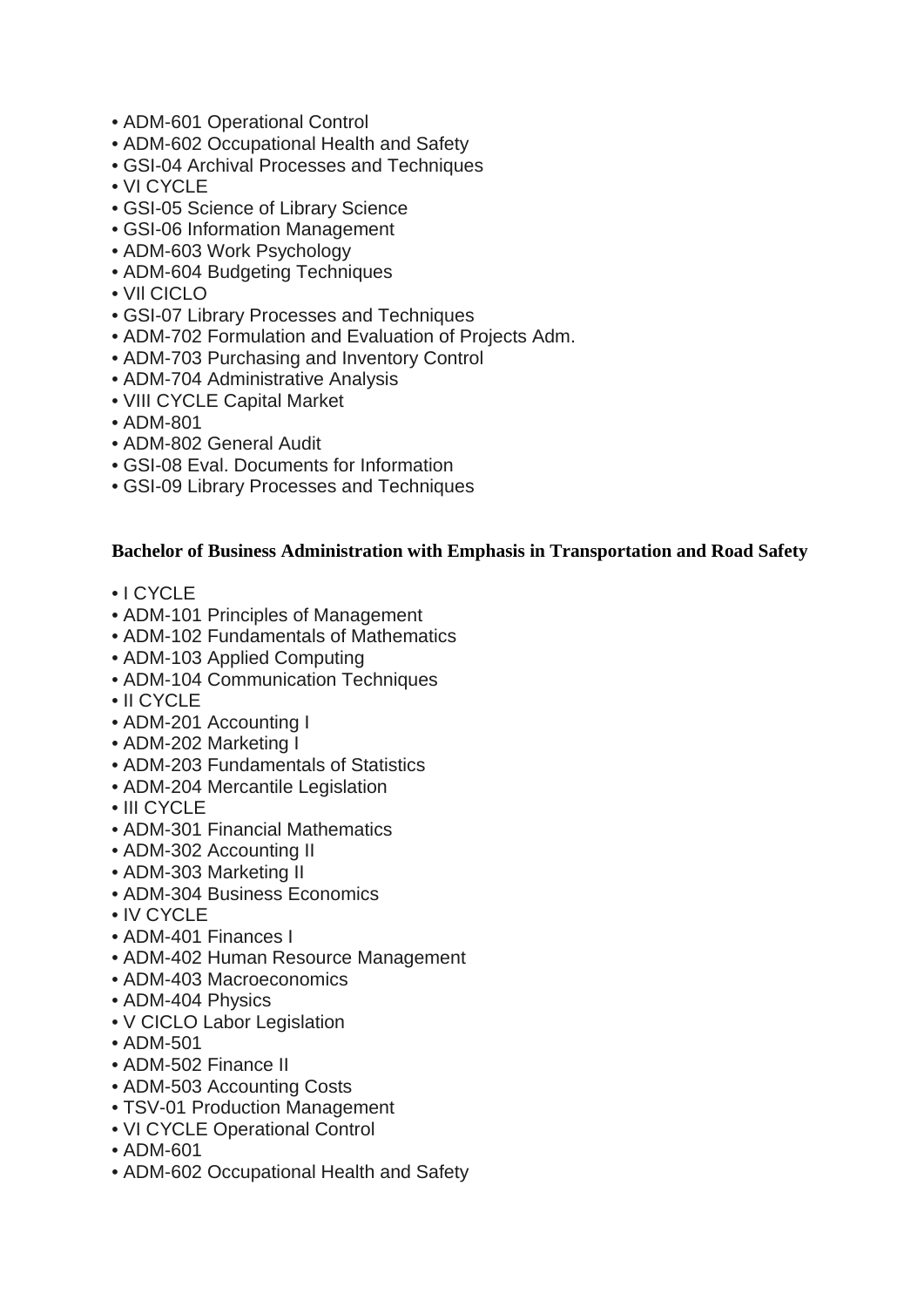- ADM-601 Operational Control
- ADM-602 Occupational Health and Safety
- GSI-04 Archival Processes and Techniques
- VI CYCLE
- GSI-05 Science of Library Science
- GSI-06 Information Management
- ADM-603 Work Psychology
- ADM-604 Budgeting Techniques
- VII CICLO
- GSI-07 Library Processes and Techniques
- ADM-702 Formulation and Evaluation of Projects Adm.
- ADM-703 Purchasing and Inventory Control
- ADM-704 Administrative Analysis
- VIII CYCLE Capital Market
- ADM-801
- ADM-802 General Audit
- GSI-08 Eval. Documents for Information
- GSI-09 Library Processes and Techniques

**Bachelor of Business Administration with Emphasis in Transportation and Road Safety**

- I CYCLE
- ADM-101 Principles of Management
- ADM-102 Fundamentals of Mathematics
- ADM-103 Applied Computing
- ADM-104 Communication Techniques
- II CYCLE
- ADM-201 Accounting I
- ADM-202 Marketing I
- ADM-203 Fundamentals of Statistics
- ADM-204 Mercantile Legislation
- III CYCLE
- ADM-301 Financial Mathematics
- ADM-302 Accounting II
- ADM-303 Marketing II
- ADM-304 Business Economics
- IV CYCLE
- ADM-401 Finances I
- ADM-402 Human Resource Management
- ADM-403 Macroeconomics
- ADM-404 Physics
- V CICLO Labor Legislation
- ADM-501
- ADM-502 Finance II
- ADM-503 Accounting Costs
- TSV-01 Production Management
- VI CYCLE Operational Control
- ADM-601
- ADM-602 Occupational Health and Safety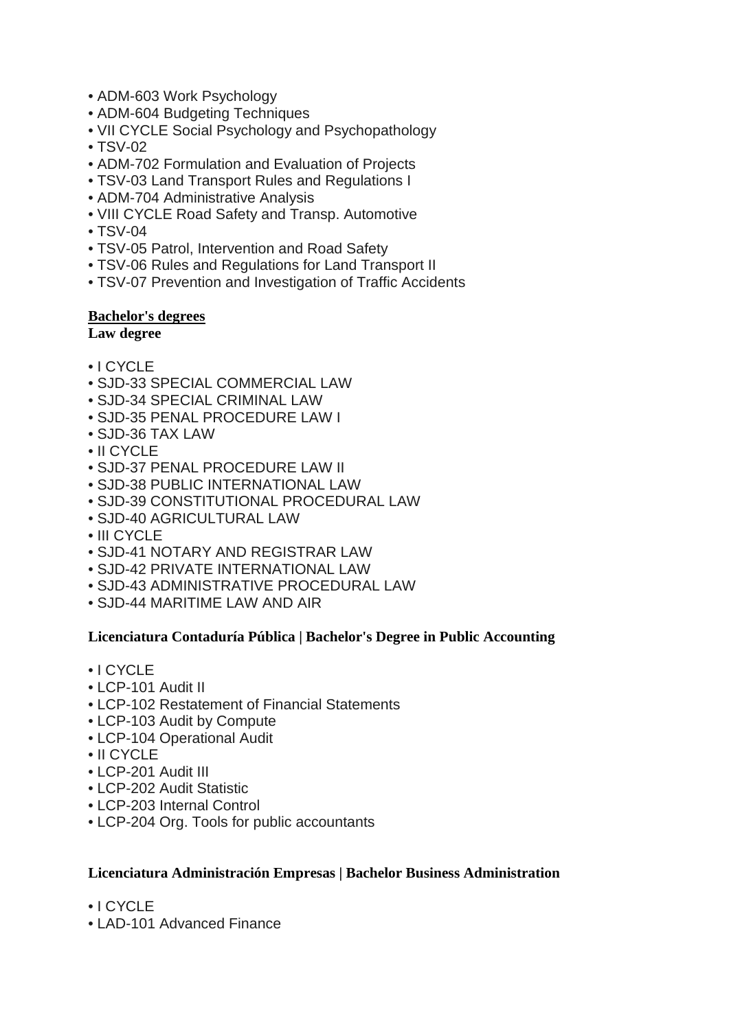- ADM-603 Work Psychology
- ADM-604 Budgeting Techniques
- VII CYCLE Social Psychology and Psychopathology
- TSV-02
- ADM-702 Formulation and Evaluation of Projects
- TSV-03 Land Transport Rules and Regulations I
- ADM-704 Administrative Analysis
- VIII CYCLE Road Safety and Transp. Automotive
- TSV-04
- TSV-05 Patrol, Intervention and Road Safety
- TSV-06 Rules and Regulations for Land Transport II
- TSV-07 Prevention and Investigation of Traffic Accidents

**Bachelor's degrees**

**Law degree**

- I CYCLE
- SJD-33 SPECIAL COMMERCIAL LAW
- SJD-34 SPECIAL CRIMINAL LAW
- SJD-35 PENAL PROCEDURE LAW I
- SJD-36 TAX LAW
- II CYCLE
- SJD-37 PENAL PROCEDURE LAW II
- SJD-38 PUBLIC INTERNATIONAL LAW
- SJD-39 CONSTITUTIONAL PROCEDURAL LAW
- SJD-40 AGRICULTURAL LAW
- III CYCLE
- SJD-41 NOTARY AND REGISTRAR LAW
- SJD-42 PRIVATE INTERNATIONAL LAW
- SJD-43 ADMINISTRATIVE PROCEDURAL LAW
- SJD-44 MARITIME LAW AND AIR

**Licenciatura Contaduría Pública | Bachelor's Degree in Public Accounting**

- I CYCLE
- LCP-101 Audit II
- LCP-102 Restatement of Financial Statements
- LCP-103 Audit by Compute
- LCP-104 Operational Audit
- II CYCLE
- LCP-201 Audit III
- LCP-202 Audit Statistic
- LCP-203 Internal Control
- LCP-204 Org. Tools for public accountants

**Licenciatura Administración Empresas | Bachelor Business Administration**

- I CYCLE
- LAD-101 Advanced Finance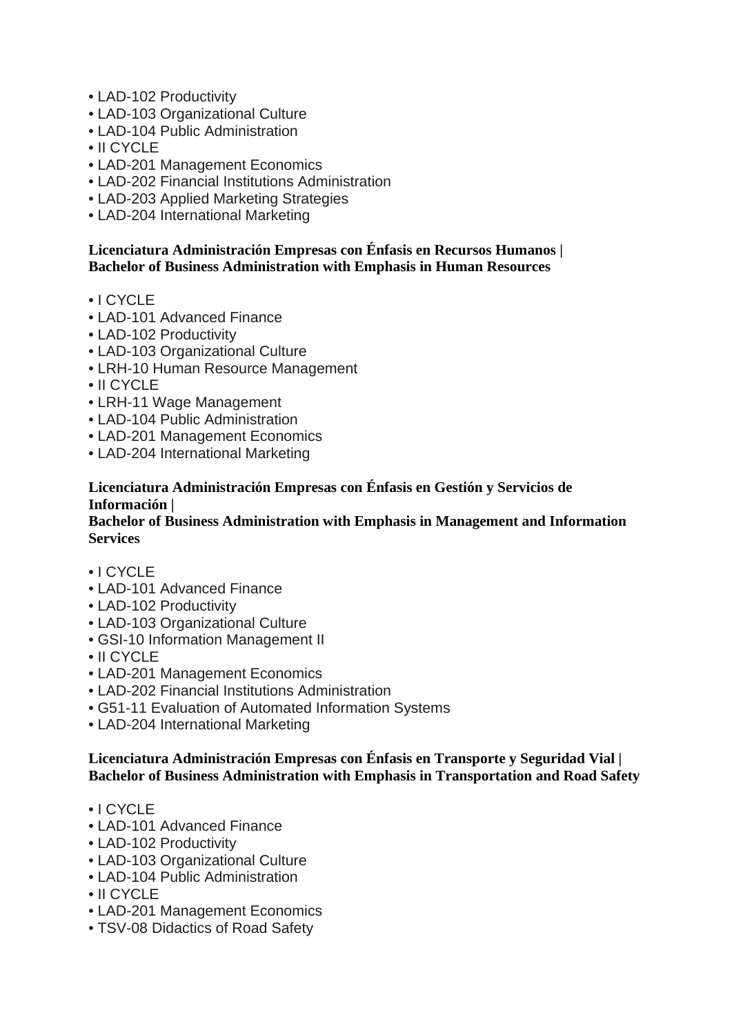- LAD-102 Productivity
- LAD-103 Organizational Culture
- LAD-104 Public Administration
- II CYCLE
- LAD-201 Management Economics
- LAD-202 Financial Institutions Administration
- LAD-203 Applied Marketing Strategies
- LAD-204 International Marketing

**Licenciatura Administración Empresas con Énfasis en Recursos Humanos |
Bachelor of Business Administration with Emphasis in Human Resources**

- I CYCLE
- LAD-101 Advanced Finance
- LAD-102 Productivity
- LAD-103 Organizational Culture
- LRH-10 Human Resource Management
- II CYCLE
- LRH-11 Wage Management
- LAD-104 Public Administration
- LAD-201 Management Economics
- LAD-204 International Marketing

**Licenciatura Administración Empresas con Énfasis en Gestión y Servicios de Información |
Bachelor of Business Administration with Emphasis in Management and Information Services**

- I CYCLE
- LAD-101 Advanced Finance
- LAD-102 Productivity
- LAD-103 Organizational Culture
- GSI-10 Information Management II
- II CYCLE
- LAD-201 Management Economics
- LAD-202 Financial Institutions Administration
- G51-11 Evaluation of Automated Information Systems
- LAD-204 International Marketing

**Licenciatura Administración Empresas con Énfasis en Transporte y Seguridad Vial |
Bachelor of Business Administration with Emphasis in Transportation and Road Safety**

- I CYCLE
- LAD-101 Advanced Finance
- LAD-102 Productivity
- LAD-103 Organizational Culture
- LAD-104 Public Administration
- II CYCLE
- LAD-201 Management Economics
- TSV-08 Didactics of Road Safety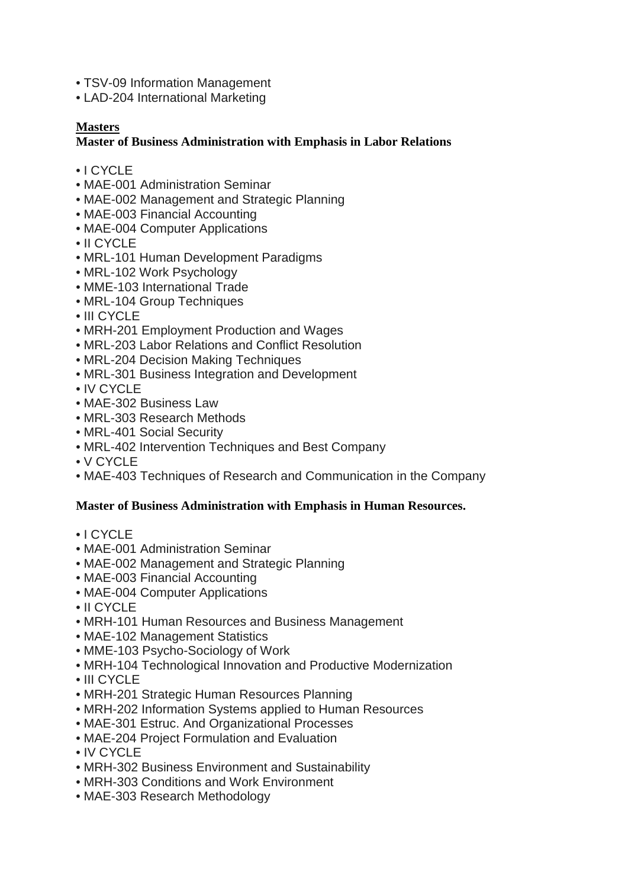- TSV-09 Information Management
- LAD-204 International Marketing

## Masters

### Master of Business Administration with Emphasis in Labor Relations

- I CYCLE
- MAE-001 Administration Seminar
- MAE-002 Management and Strategic Planning
- MAE-003 Financial Accounting
- MAE-004 Computer Applications
- II CYCLE
- MRL-101 Human Development Paradigms
- MRL-102 Work Psychology
- MME-103 International Trade
- MRL-104 Group Techniques
- III CYCLE
- MRH-201 Employment Production and Wages
- MRL-203 Labor Relations and Conflict Resolution
- MRL-204 Decision Making Techniques
- MRL-301 Business Integration and Development
- IV CYCLE
- MAE-302 Business Law
- MRL-303 Research Methods
- MRL-401 Social Security
- MRL-402 Intervention Techniques and Best Company
- V CYCLE
- MAE-403 Techniques of Research and Communication in the Company

### Master of Business Administration with Emphasis in Human Resources.

- I CYCLE
- MAE-001 Administration Seminar
- MAE-002 Management and Strategic Planning
- MAE-003 Financial Accounting
- MAE-004 Computer Applications
- II CYCLE
- MRH-101 Human Resources and Business Management
- MAE-102 Management Statistics
- MME-103 Psycho-Sociology of Work
- MRH-104 Technological Innovation and Productive Modernization
- III CYCLE
- MRH-201 Strategic Human Resources Planning
- MRH-202 Information Systems applied to Human Resources
- MAE-301 Estruc. And Organizational Processes
- MAE-204 Project Formulation and Evaluation
- IV CYCLE
- MRH-302 Business Environment and Sustainability
- MRH-303 Conditions and Work Environment
- MAE-303 Research Methodology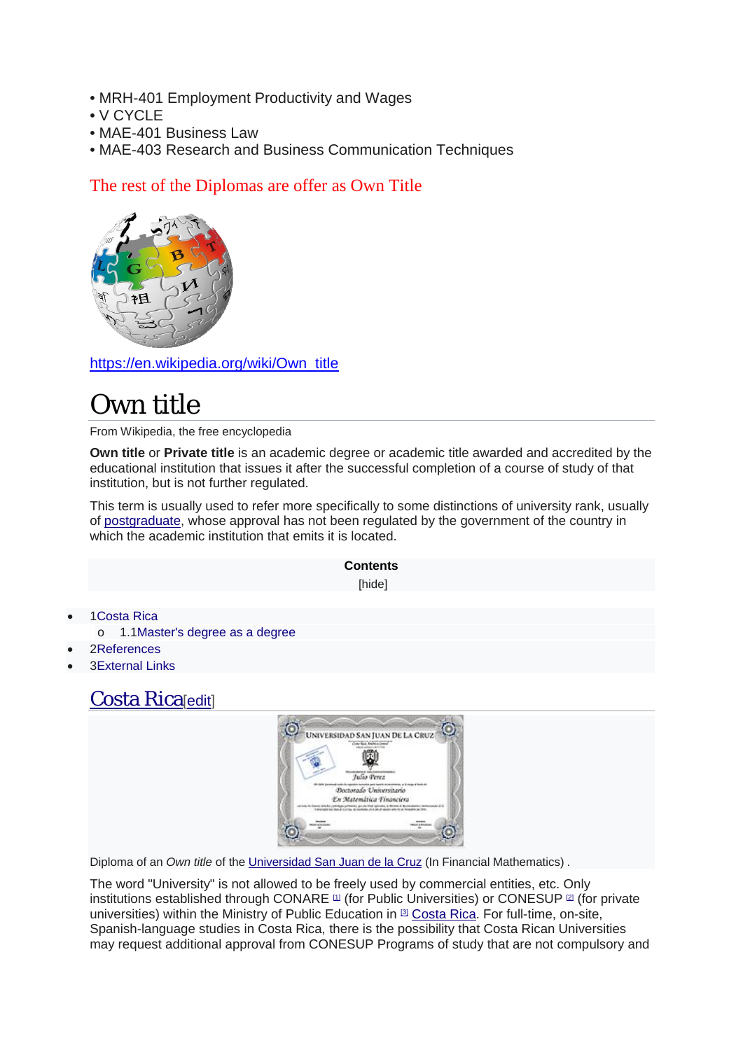- MRH-401 Employment Productivity and Wages
- V CYCLE
- MAE-401 Business Law
- MAE-403 Research and Business Communication Techniques

The rest of the Diplomas are offer as Own Title

https://en.wikipedia.org/wiki/Own_title

# Own title

From Wikipedia, the free encyclopedia

**Own title** or **Private title** is an academic degree or academic title awarded and accredited by the educational institution that issues it after the successful completion of a course of study of that institution, but is not further regulated.

This term is usually used to refer more specifically to some distinctions of university rank, usually of postgraduate, whose approval has not been regulated by the government of the country in which the academic institution that emits it is located.

**Contents**

[hide]

- 1Costa Rica
  - 1.1Master's degree as a degree
- 2References
- 3External Links

## Costa Rica[edit]

Diploma of an *Own title* of the Universidad San Juan de la Cruz (In Financial Mathematics) .

The word "University" is not allowed to be freely used by commercial entities, etc. Only institutions established through CONARE [1] (for Public Universities) or CONESUP [2] (for private universities) within the Ministry of Public Education in [3] Costa Rica. For full-time, on-site, Spanish-language studies in Costa Rica, there is the possibility that Costa Rican Universities may request additional approval from CONESUP Programs of study that are not compulsory and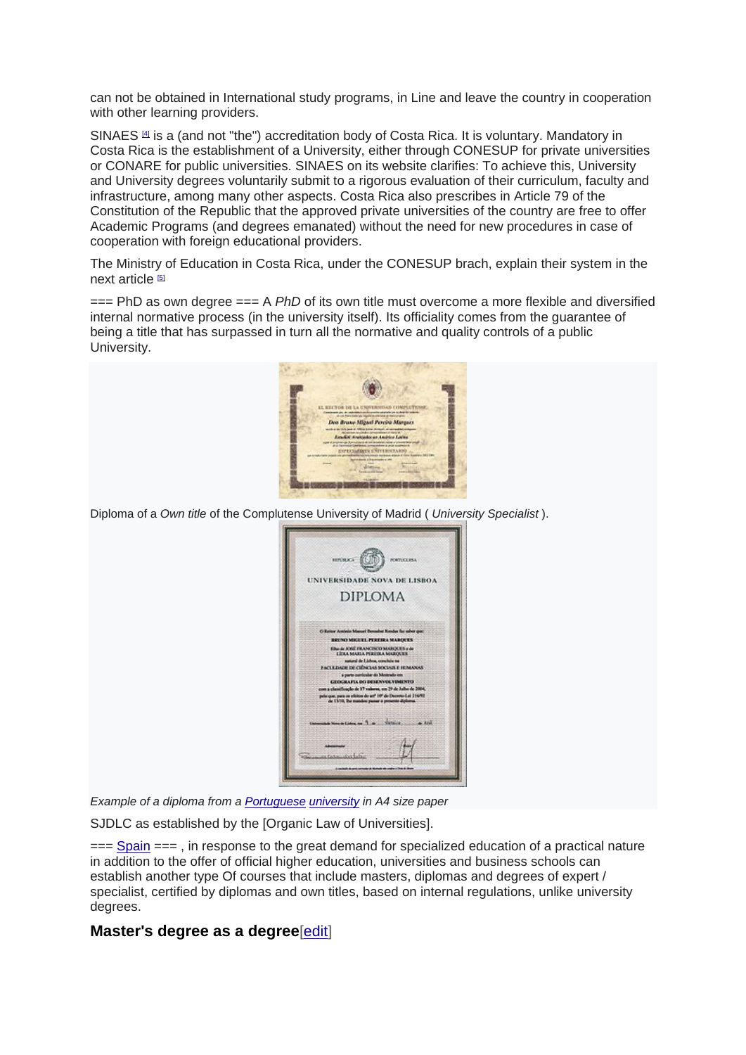can not be obtained in International study programs, in Line and leave the country in cooperation with other learning providers.

SINAES [4] is a (and not "the") accreditation body of Costa Rica. It is voluntary. Mandatory in Costa Rica is the establishment of a University, either through CONESUP for private universities or CONARE for public universities. SINAES on its website clarifies: To achieve this, University and University degrees voluntarily submit to a rigorous evaluation of their curriculum, faculty and infrastructure, among many other aspects. Costa Rica also prescribes in Article 79 of the Constitution of the Republic that the approved private universities of the country are free to offer Academic Programs (and degrees emanated) without the need for new procedures in case of cooperation with foreign educational providers.

The Ministry of Education in Costa Rica, under the CONESUP brach, explain their system in the next article [5]

=== PhD as own degree === A *PhD* of its own title must overcome a more flexible and diversified internal normative process (in the university itself). Its officiality comes from the guarantee of being a title that has surpassed in turn all the normative and quality controls of a public University.

Diploma of a *Own title* of the Complutense University of Madrid ( *University Specialist* ).

*Example of a diploma from a Portuguese university in A4 size paper*

SJDLC as established by the [Organic Law of Universities].

=== Spain === , in response to the great demand for specialized education of a practical nature in addition to the offer of official higher education, universities and business schools can establish another type Of courses that include masters, diplomas and degrees of expert / specialist, certified by diplomas and own titles, based on internal regulations, unlike university degrees.

## Master's degree as a degree[edit]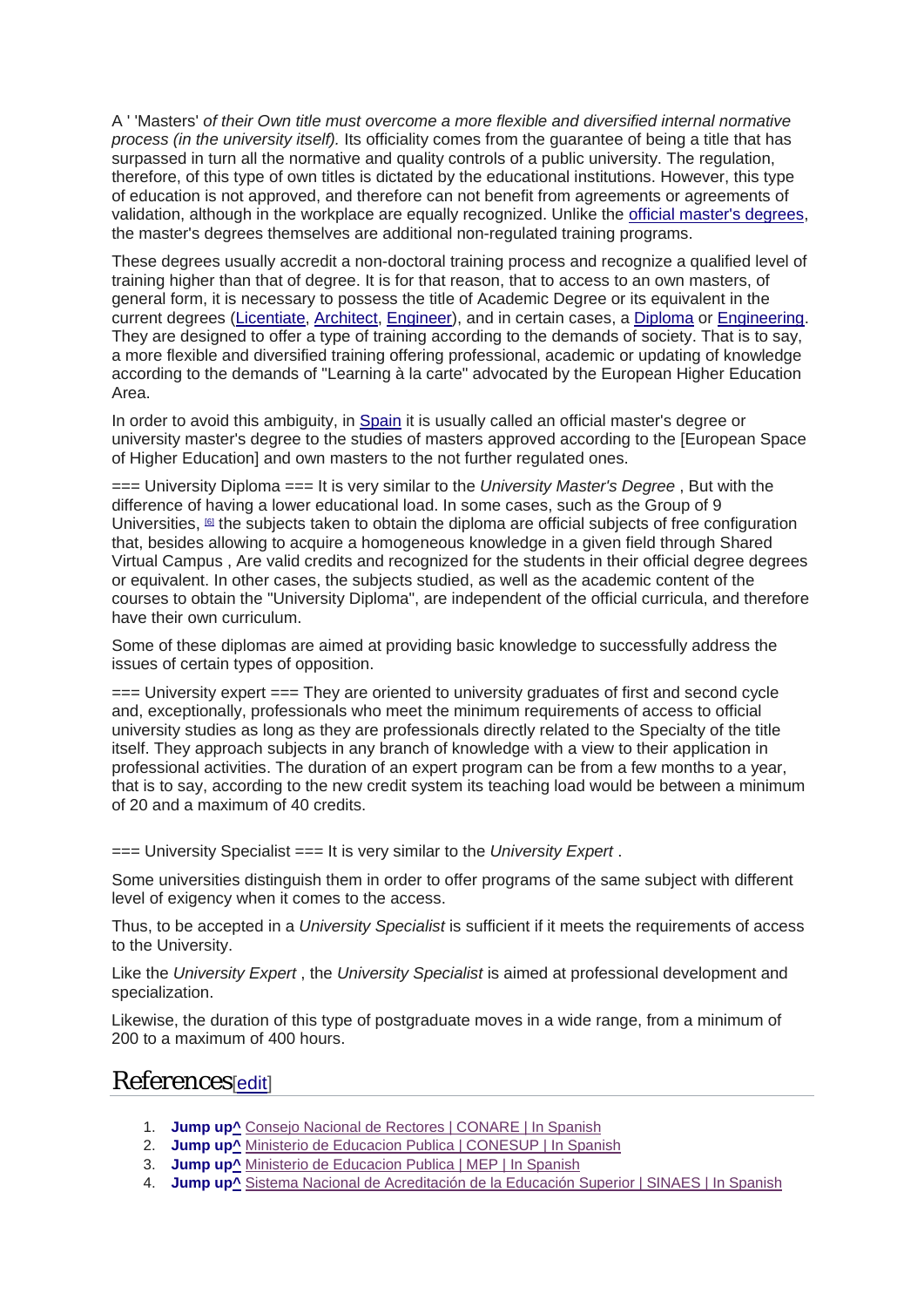A ' 'Masters' *of their Own title must overcome a more flexible and diversified internal normative process (in the university itself).* Its officiality comes from the guarantee of being a title that has surpassed in turn all the normative and quality controls of a public university. The regulation, therefore, of this type of own titles is dictated by the educational institutions. However, this type of education is not approved, and therefore can not benefit from agreements or agreements of validation, although in the workplace are equally recognized. Unlike the official master's degrees, the master's degrees themselves are additional non-regulated training programs.

These degrees usually accredit a non-doctoral training process and recognize a qualified level of training higher than that of degree. It is for that reason, that to access to an own masters, of general form, it is necessary to possess the title of Academic Degree or its equivalent in the current degrees (Licentiate, Architect, Engineer), and in certain cases, a Diploma or Engineering. They are designed to offer a type of training according to the demands of society. That is to say, a more flexible and diversified training offering professional, academic or updating of knowledge according to the demands of "Learning à la carte" advocated by the European Higher Education Area.

In order to avoid this ambiguity, in Spain it is usually called an official master's degree or university master's degree to the studies of masters approved according to the [European Space of Higher Education] and own masters to the not further regulated ones.

=== University Diploma === It is very similar to the *University Master's Degree* , But with the difference of having a lower educational load. In some cases, such as the Group of 9 Universities, [6] the subjects taken to obtain the diploma are official subjects of free configuration that, besides allowing to acquire a homogeneous knowledge in a given field through Shared Virtual Campus , Are valid credits and recognized for the students in their official degree degrees or equivalent. In other cases, the subjects studied, as well as the academic content of the courses to obtain the "University Diploma", are independent of the official curricula, and therefore have their own curriculum.

Some of these diplomas are aimed at providing basic knowledge to successfully address the issues of certain types of opposition.

=== University expert === They are oriented to university graduates of first and second cycle and, exceptionally, professionals who meet the minimum requirements of access to official university studies as long as they are professionals directly related to the Specialty of the title itself. They approach subjects in any branch of knowledge with a view to their application in professional activities. The duration of an expert program can be from a few months to a year, that is to say, according to the new credit system its teaching load would be between a minimum of 20 and a maximum of 40 credits.

=== University Specialist === It is very similar to the *University Expert* .

Some universities distinguish them in order to offer programs of the same subject with different level of exigency when it comes to the access.

Thus, to be accepted in a *University Specialist* is sufficient if it meets the requirements of access to the University.

Like the *University Expert* , the *University Specialist* is aimed at professional development and specialization.

Likewise, the duration of this type of postgraduate moves in a wide range, from a minimum of 200 to a maximum of 400 hours.

## References[edit]

1. **Jump up^** Consejo Nacional de Rectores | CONARE | In Spanish
2. **Jump up^** Ministerio de Educacion Publica | CONESUP | In Spanish
3. **Jump up^** Ministerio de Educacion Publica | MEP | In Spanish
4. **Jump up^** Sistema Nacional de Acreditación de la Educación Superior | SINAES | In Spanish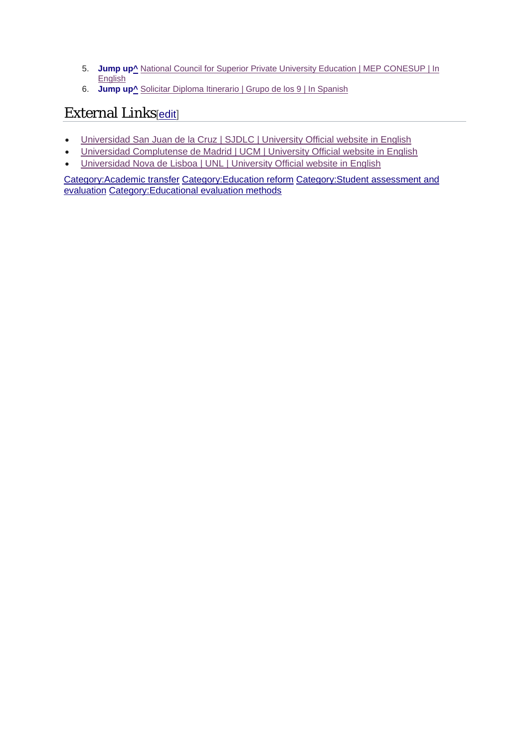5. **Jump up^** National Council for Superior Private University Education | MEP CONESUP | In English
6. **Jump up^** Solicitar Diploma Itinerario | Grupo de los 9 | In Spanish

## External Links[edit]

- Universidad San Juan de la Cruz | SJDLC | University Official website in English
- Universidad Complutense de Madrid | UCM | University Official website in English
- Universidad Nova de Lisboa | UNL | University Official website in English

Category:Academic transfer Category:Education reform Category:Student assessment and evaluation Category:Educational evaluation methods